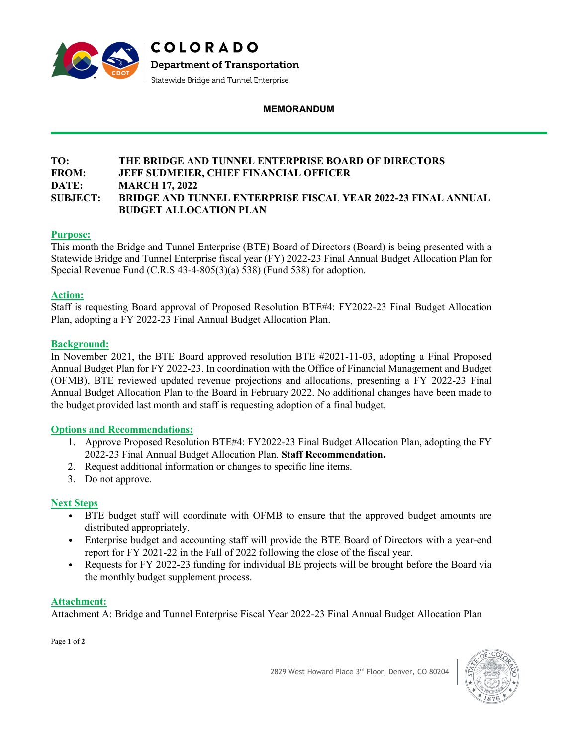COLORADO

Department of Transportation

Statewide Bridge and Tunnel Enterprise

**MEMORANDUM**

**TO:** THE BRIDGE AND TUNNEL ENTERPRISE BOARD OF DIRECTORS
**FROM:** JEFF SUDMEIER, CHIEF FINANCIAL OFFICER
**DATE:** MARCH 17, 2022
**SUBJECT:** BRIDGE AND TUNNEL ENTERPRISE FISCAL YEAR 2022-23 FINAL ANNUAL BUDGET ALLOCATION PLAN

## Purpose:

This month the Bridge and Tunnel Enterprise (BTE) Board of Directors (Board) is being presented with a Statewide Bridge and Tunnel Enterprise fiscal year (FY) 2022-23 Final Annual Budget Allocation Plan for Special Revenue Fund (C.R.S 43-4-805(3)(a) 538) (Fund 538) for adoption.

## Action:

Staff is requesting Board approval of Proposed Resolution BTE#4: FY2022-23 Final Budget Allocation Plan, adopting a FY 2022-23 Final Annual Budget Allocation Plan.

## Background:

In November 2021, the BTE Board approved resolution BTE #2021-11-03, adopting a Final Proposed Annual Budget Plan for FY 2022-23. In coordination with the Office of Financial Management and Budget (OFMB), BTE reviewed updated revenue projections and allocations, presenting a FY 2022-23 Final Annual Budget Allocation Plan to the Board in February 2022. No additional changes have been made to the budget provided last month and staff is requesting adoption of a final budget.

## Options and Recommendations:

1. Approve Proposed Resolution BTE#4: FY2022-23 Final Budget Allocation Plan, adopting the FY 2022-23 Final Annual Budget Allocation Plan. **Staff Recommendation.**
2. Request additional information or changes to specific line items.
3. Do not approve.

## Next Steps

- BTE budget staff will coordinate with OFMB to ensure that the approved budget amounts are distributed appropriately.
- Enterprise budget and accounting staff will provide the BTE Board of Directors with a year-end report for FY 2021-22 in the Fall of 2022 following the close of the fiscal year.
- Requests for FY 2022-23 funding for individual BE projects will be brought before the Board via the monthly budget supplement process.

## Attachment:

Attachment A: Bridge and Tunnel Enterprise Fiscal Year 2022-23 Final Annual Budget Allocation Plan

2829 West Howard Place 3rd Floor, Denver, CO 80204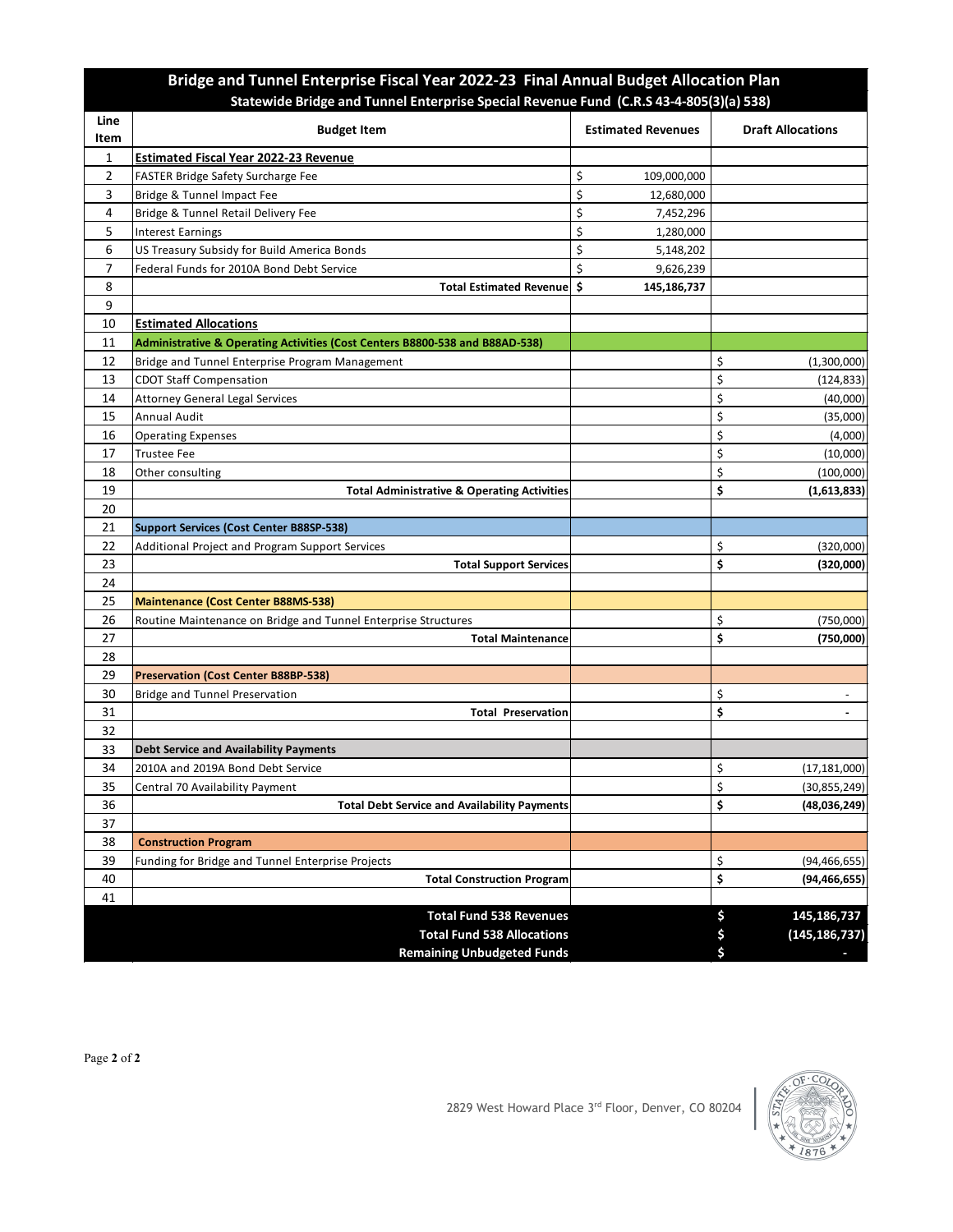## Bridge and Tunnel Enterprise Fiscal Year 2022-23 Final Annual Budget Allocation Plan

### Statewide Bridge and Tunnel Enterprise Special Revenue Fund (C.R.S 43-4-805(3)(a) 538)

| Line Item | Budget Item | Estimated Revenues | Draft Allocations |
|---|---|---|---|
| 1 | **Estimated Fiscal Year 2022-23 Revenue** | | |
| 2 | FASTER Bridge Safety Surcharge Fee | $ 109,000,000 | |
| 3 | Bridge & Tunnel Impact Fee | $ 12,680,000 | |
| 4 | Bridge & Tunnel Retail Delivery Fee | $ 7,452,296 | |
| 5 | Interest Earnings | $ 1,280,000 | |
| 6 | US Treasury Subsidy for Build America Bonds | $ 5,148,202 | |
| 7 | Federal Funds for 2010A Bond Debt Service | $ 9,626,239 | |
| 8 | **Total Estimated Revenue** | **$ 145,186,737** | |
| 9 | | | |
| 10 | **Estimated Allocations** | | |
| 11 | **Administrative & Operating Activities (Cost Centers B8800-538 and B88AD-538)** | | |
| 12 | Bridge and Tunnel Enterprise Program Management | | $ (1,300,000) |
| 13 | CDOT Staff Compensation | | $ (124,833) |
| 14 | Attorney General Legal Services | | $ (40,000) |
| 15 | Annual Audit | | $ (35,000) |
| 16 | Operating Expenses | | $ (4,000) |
| 17 | Trustee Fee | | $ (10,000) |
| 18 | Other consulting | | $ (100,000) |
| 19 | **Total Administrative & Operating Activities** | | **$ (1,613,833)** |
| 20 | | | |
| 21 | **Support Services (Cost Center B88SP-538)** | | |
| 22 | Additional Project and Program Support Services | | $ (320,000) |
| 23 | **Total Support Services** | | **$ (320,000)** |
| 24 | | | |
| 25 | **Maintenance (Cost Center B88MS-538)** | | |
| 26 | Routine Maintenance on Bridge and Tunnel Enterprise Structures | | $ (750,000) |
| 27 | **Total Maintenance** | | **$ (750,000)** |
| 28 | | | |
| 29 | **Preservation (Cost Center B88BP-538)** | | |
| 30 | Bridge and Tunnel Preservation | | $ - |
| 31 | **Total Preservation** | | **$ -** |
| 32 | | | |
| 33 | **Debt Service and Availability Payments** | | |
| 34 | 2010A and 2019A Bond Debt Service | | $ (17,181,000) |
| 35 | Central 70 Availability Payment | | $ (30,855,249) |
| 36 | **Total Debt Service and Availability Payments** | | **$ (48,036,249)** |
| 37 | | | |
| 38 | **Construction Program** | | |
| 39 | Funding for Bridge and Tunnel Enterprise Projects | | $ (94,466,655) |
| 40 | **Total Construction Program** | | **$ (94,466,655)** |
| 41 | | | |
| | **Total Fund 538 Revenues** | | **$ 145,186,737** |
| | **Total Fund 538 Allocations** | | **$ (145,186,737)** |
| | **Remaining Unbudgeted Funds** | | **$ -** |

2829 West Howard Place 3rd Floor, Denver, CO 80204